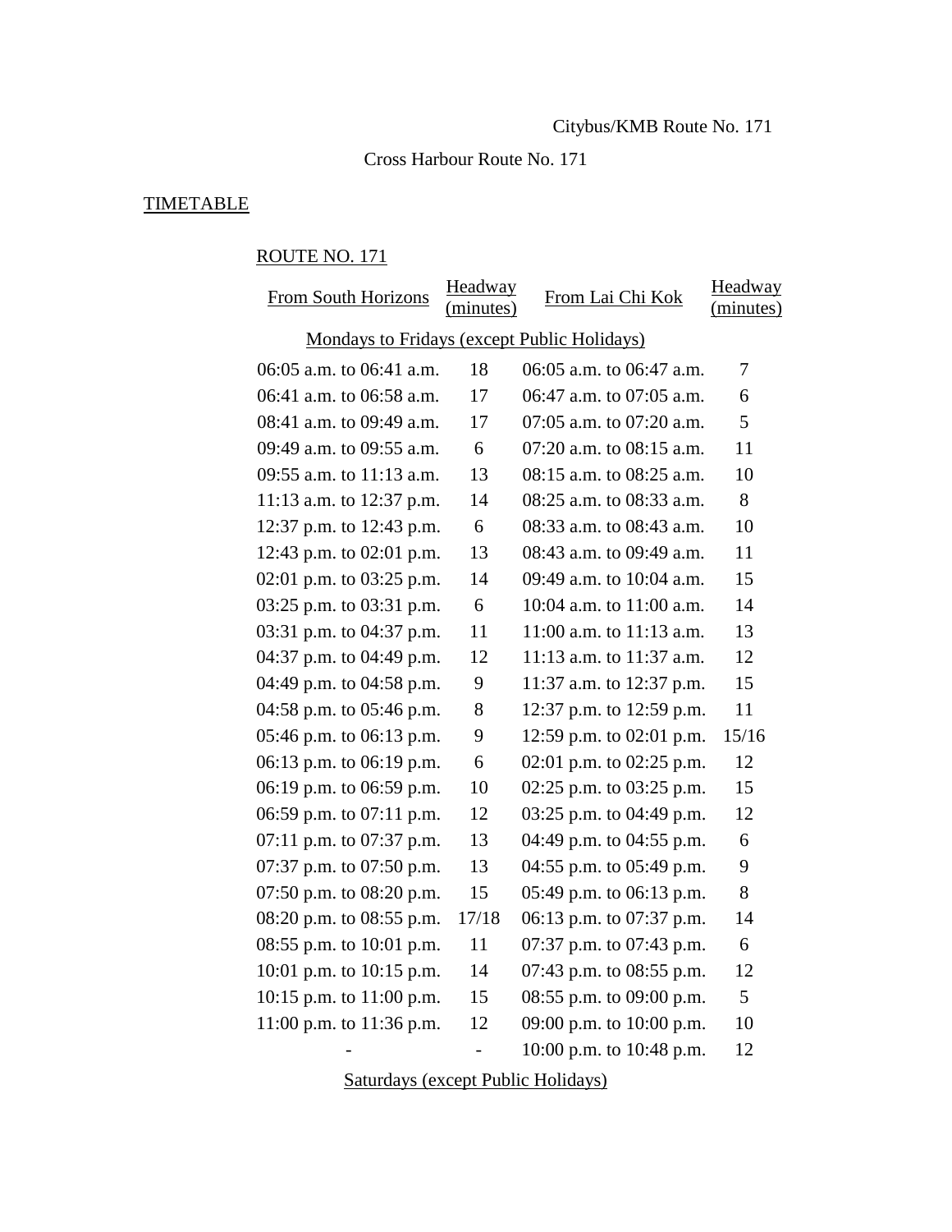Citybus/KMB Route No. 171

Cross Harbour Route No. 171

TIMETABLE

ROUTE NO. 171

| From South Horizons | Headway (minutes) | From Lai Chi Kok | Headway (minutes) |
|---|---|---|---|
| Mondays to Fridays (except Public Holidays) | | | |
| 06:05 a.m. to 06:41 a.m. | 18 | 06:05 a.m. to 06:47 a.m. | 7 |
| 06:41 a.m. to 06:58 a.m. | 17 | 06:47 a.m. to 07:05 a.m. | 6 |
| 08:41 a.m. to 09:49 a.m. | 17 | 07:05 a.m. to 07:20 a.m. | 5 |
| 09:49 a.m. to 09:55 a.m. | 6 | 07:20 a.m. to 08:15 a.m. | 11 |
| 09:55 a.m. to 11:13 a.m. | 13 | 08:15 a.m. to 08:25 a.m. | 10 |
| 11:13 a.m. to 12:37 p.m. | 14 | 08:25 a.m. to 08:33 a.m. | 8 |
| 12:37 p.m. to 12:43 p.m. | 6 | 08:33 a.m. to 08:43 a.m. | 10 |
| 12:43 p.m. to 02:01 p.m. | 13 | 08:43 a.m. to 09:49 a.m. | 11 |
| 02:01 p.m. to 03:25 p.m. | 14 | 09:49 a.m. to 10:04 a.m. | 15 |
| 03:25 p.m. to 03:31 p.m. | 6 | 10:04 a.m. to 11:00 a.m. | 14 |
| 03:31 p.m. to 04:37 p.m. | 11 | 11:00 a.m. to 11:13 a.m. | 13 |
| 04:37 p.m. to 04:49 p.m. | 12 | 11:13 a.m. to 11:37 a.m. | 12 |
| 04:49 p.m. to 04:58 p.m. | 9 | 11:37 a.m. to 12:37 p.m. | 15 |
| 04:58 p.m. to 05:46 p.m. | 8 | 12:37 p.m. to 12:59 p.m. | 11 |
| 05:46 p.m. to 06:13 p.m. | 9 | 12:59 p.m. to 02:01 p.m. | 15/16 |
| 06:13 p.m. to 06:19 p.m. | 6 | 02:01 p.m. to 02:25 p.m. | 12 |
| 06:19 p.m. to 06:59 p.m. | 10 | 02:25 p.m. to 03:25 p.m. | 15 |
| 06:59 p.m. to 07:11 p.m. | 12 | 03:25 p.m. to 04:49 p.m. | 12 |
| 07:11 p.m. to 07:37 p.m. | 13 | 04:49 p.m. to 04:55 p.m. | 6 |
| 07:37 p.m. to 07:50 p.m. | 13 | 04:55 p.m. to 05:49 p.m. | 9 |
| 07:50 p.m. to 08:20 p.m. | 15 | 05:49 p.m. to 06:13 p.m. | 8 |
| 08:20 p.m. to 08:55 p.m. | 17/18 | 06:13 p.m. to 07:37 p.m. | 14 |
| 08:55 p.m. to 10:01 p.m. | 11 | 07:37 p.m. to 07:43 p.m. | 6 |
| 10:01 p.m. to 10:15 p.m. | 14 | 07:43 p.m. to 08:55 p.m. | 12 |
| 10:15 p.m. to 11:00 p.m. | 15 | 08:55 p.m. to 09:00 p.m. | 5 |
| 11:00 p.m. to 11:36 p.m. | 12 | 09:00 p.m. to 10:00 p.m. | 10 |
| - | - | 10:00 p.m. to 10:48 p.m. | 12 |
| Saturdays (except Public Holidays) | | | |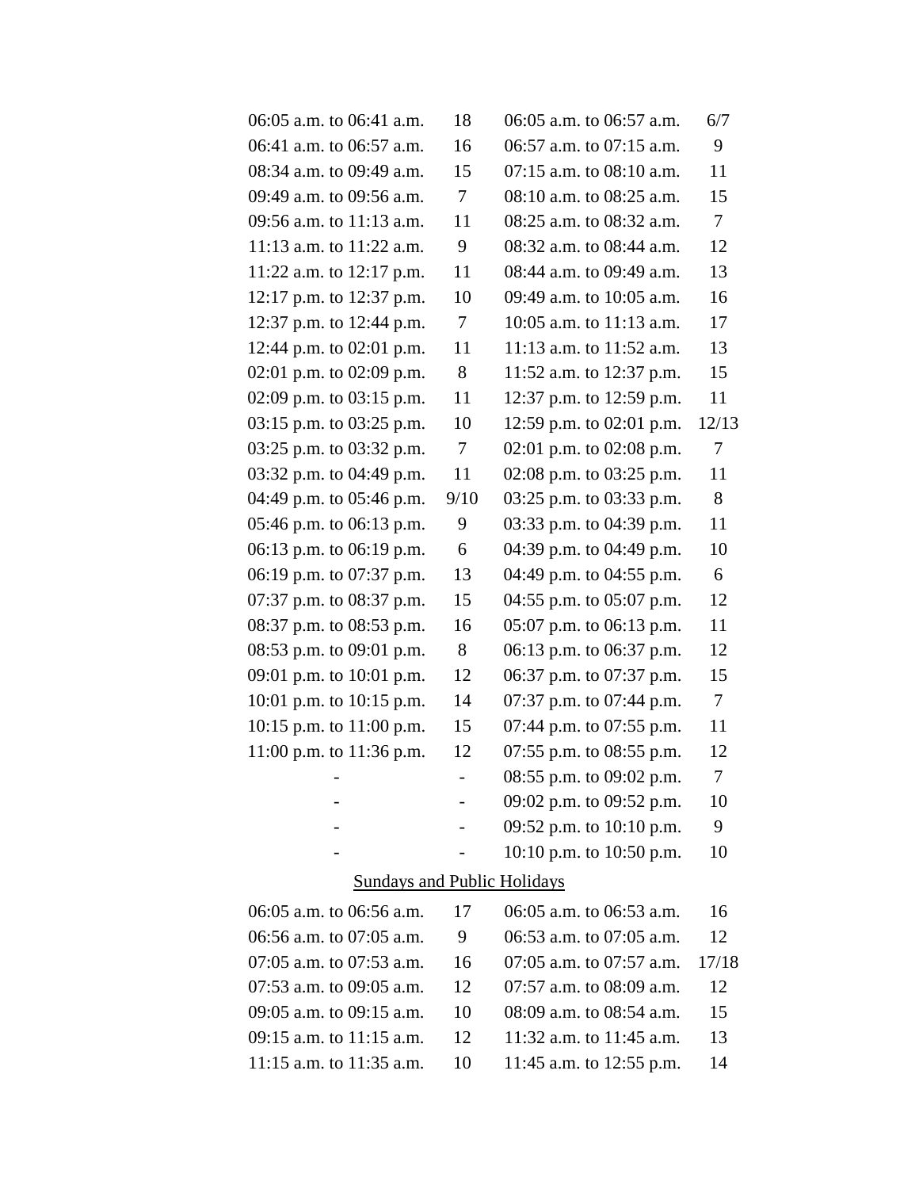| | | | |
|---|---|---|---|
| 06:05 a.m. to 06:41 a.m. | 18 | 06:05 a.m. to 06:57 a.m. | 6/7 |
| 06:41 a.m. to 06:57 a.m. | 16 | 06:57 a.m. to 07:15 a.m. | 9 |
| 08:34 a.m. to 09:49 a.m. | 15 | 07:15 a.m. to 08:10 a.m. | 11 |
| 09:49 a.m. to 09:56 a.m. | 7 | 08:10 a.m. to 08:25 a.m. | 15 |
| 09:56 a.m. to 11:13 a.m. | 11 | 08:25 a.m. to 08:32 a.m. | 7 |
| 11:13 a.m. to 11:22 a.m. | 9 | 08:32 a.m. to 08:44 a.m. | 12 |
| 11:22 a.m. to 12:17 p.m. | 11 | 08:44 a.m. to 09:49 a.m. | 13 |
| 12:17 p.m. to 12:37 p.m. | 10 | 09:49 a.m. to 10:05 a.m. | 16 |
| 12:37 p.m. to 12:44 p.m. | 7 | 10:05 a.m. to 11:13 a.m. | 17 |
| 12:44 p.m. to 02:01 p.m. | 11 | 11:13 a.m. to 11:52 a.m. | 13 |
| 02:01 p.m. to 02:09 p.m. | 8 | 11:52 a.m. to 12:37 p.m. | 15 |
| 02:09 p.m. to 03:15 p.m. | 11 | 12:37 p.m. to 12:59 p.m. | 11 |
| 03:15 p.m. to 03:25 p.m. | 10 | 12:59 p.m. to 02:01 p.m. | 12/13 |
| 03:25 p.m. to 03:32 p.m. | 7 | 02:01 p.m. to 02:08 p.m. | 7 |
| 03:32 p.m. to 04:49 p.m. | 11 | 02:08 p.m. to 03:25 p.m. | 11 |
| 04:49 p.m. to 05:46 p.m. | 9/10 | 03:25 p.m. to 03:33 p.m. | 8 |
| 05:46 p.m. to 06:13 p.m. | 9 | 03:33 p.m. to 04:39 p.m. | 11 |
| 06:13 p.m. to 06:19 p.m. | 6 | 04:39 p.m. to 04:49 p.m. | 10 |
| 06:19 p.m. to 07:37 p.m. | 13 | 04:49 p.m. to 04:55 p.m. | 6 |
| 07:37 p.m. to 08:37 p.m. | 15 | 04:55 p.m. to 05:07 p.m. | 12 |
| 08:37 p.m. to 08:53 p.m. | 16 | 05:07 p.m. to 06:13 p.m. | 11 |
| 08:53 p.m. to 09:01 p.m. | 8 | 06:13 p.m. to 06:37 p.m. | 12 |
| 09:01 p.m. to 10:01 p.m. | 12 | 06:37 p.m. to 07:37 p.m. | 15 |
| 10:01 p.m. to 10:15 p.m. | 14 | 07:37 p.m. to 07:44 p.m. | 7 |
| 10:15 p.m. to 11:00 p.m. | 15 | 07:44 p.m. to 07:55 p.m. | 11 |
| 11:00 p.m. to 11:36 p.m. | 12 | 07:55 p.m. to 08:55 p.m. | 12 |
| - | - | 08:55 p.m. to 09:02 p.m. | 7 |
| - | - | 09:02 p.m. to 09:52 p.m. | 10 |
| - | - | 09:52 p.m. to 10:10 p.m. | 9 |
| - | - | 10:10 p.m. to 10:50 p.m. | 10 |

<u>Sundays and Public Holidays</u>

| | | | |
|---|---|---|---|
| 06:05 a.m. to 06:56 a.m. | 17 | 06:05 a.m. to 06:53 a.m. | 16 |
| 06:56 a.m. to 07:05 a.m. | 9 | 06:53 a.m. to 07:05 a.m. | 12 |
| 07:05 a.m. to 07:53 a.m. | 16 | 07:05 a.m. to 07:57 a.m. | 17/18 |
| 07:53 a.m. to 09:05 a.m. | 12 | 07:57 a.m. to 08:09 a.m. | 12 |
| 09:05 a.m. to 09:15 a.m. | 10 | 08:09 a.m. to 08:54 a.m. | 15 |
| 09:15 a.m. to 11:15 a.m. | 12 | 11:32 a.m. to 11:45 a.m. | 13 |
| 11:15 a.m. to 11:35 a.m. | 10 | 11:45 a.m. to 12:55 p.m. | 14 |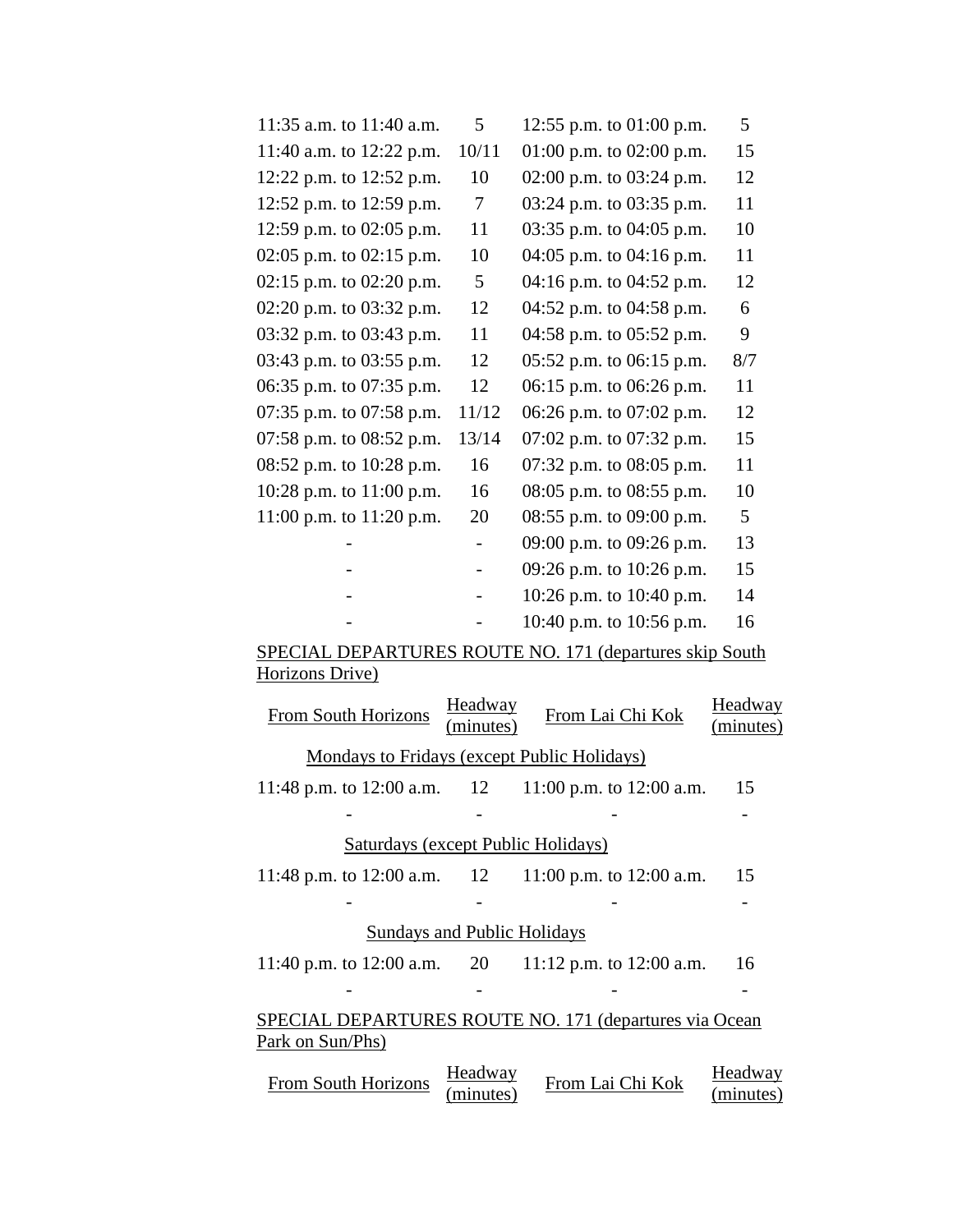| | | | |
|---|---|---|---|
| 11:35 a.m. to 11:40 a.m. | 5 | 12:55 p.m. to 01:00 p.m. | 5 |
| 11:40 a.m. to 12:22 p.m. | 10/11 | 01:00 p.m. to 02:00 p.m. | 15 |
| 12:22 p.m. to 12:52 p.m. | 10 | 02:00 p.m. to 03:24 p.m. | 12 |
| 12:52 p.m. to 12:59 p.m. | 7 | 03:24 p.m. to 03:35 p.m. | 11 |
| 12:59 p.m. to 02:05 p.m. | 11 | 03:35 p.m. to 04:05 p.m. | 10 |
| 02:05 p.m. to 02:15 p.m. | 10 | 04:05 p.m. to 04:16 p.m. | 11 |
| 02:15 p.m. to 02:20 p.m. | 5 | 04:16 p.m. to 04:52 p.m. | 12 |
| 02:20 p.m. to 03:32 p.m. | 12 | 04:52 p.m. to 04:58 p.m. | 6 |
| 03:32 p.m. to 03:43 p.m. | 11 | 04:58 p.m. to 05:52 p.m. | 9 |
| 03:43 p.m. to 03:55 p.m. | 12 | 05:52 p.m. to 06:15 p.m. | 8/7 |
| 06:35 p.m. to 07:35 p.m. | 12 | 06:15 p.m. to 06:26 p.m. | 11 |
| 07:35 p.m. to 07:58 p.m. | 11/12 | 06:26 p.m. to 07:02 p.m. | 12 |
| 07:58 p.m. to 08:52 p.m. | 13/14 | 07:02 p.m. to 07:32 p.m. | 15 |
| 08:52 p.m. to 10:28 p.m. | 16 | 07:32 p.m. to 08:05 p.m. | 11 |
| 10:28 p.m. to 11:00 p.m. | 16 | 08:05 p.m. to 08:55 p.m. | 10 |
| 11:00 p.m. to 11:20 p.m. | 20 | 08:55 p.m. to 09:00 p.m. | 5 |
| - | - | 09:00 p.m. to 09:26 p.m. | 13 |
| - | - | 09:26 p.m. to 10:26 p.m. | 15 |
| - | - | 10:26 p.m. to 10:40 p.m. | 14 |
| - | - | 10:40 p.m. to 10:56 p.m. | 16 |

SPECIAL DEPARTURES ROUTE NO. 171 (departures skip South Horizons Drive)

| From South Horizons | Headway (minutes) | From Lai Chi Kok | Headway (minutes) |
|---|---|---|---|
| **Mondays to Fridays (except Public Holidays)** | | | |
| 11:48 p.m. to 12:00 a.m. | 12 | 11:00 p.m. to 12:00 a.m. | 15 |
| - | - | - | - |
| **Saturdays (except Public Holidays)** | | | |
| 11:48 p.m. to 12:00 a.m. | 12 | 11:00 p.m. to 12:00 a.m. | 15 |
| - | - | - | - |
| **Sundays and Public Holidays** | | | |
| 11:40 p.m. to 12:00 a.m. | 20 | 11:12 p.m. to 12:00 a.m. | 16 |
| - | - | - | - |

SPECIAL DEPARTURES ROUTE NO. 171 (departures via Ocean Park on Sun/Phs)

| From South Horizons | Headway (minutes) | From Lai Chi Kok | Headway (minutes) |
|---|---|---|---|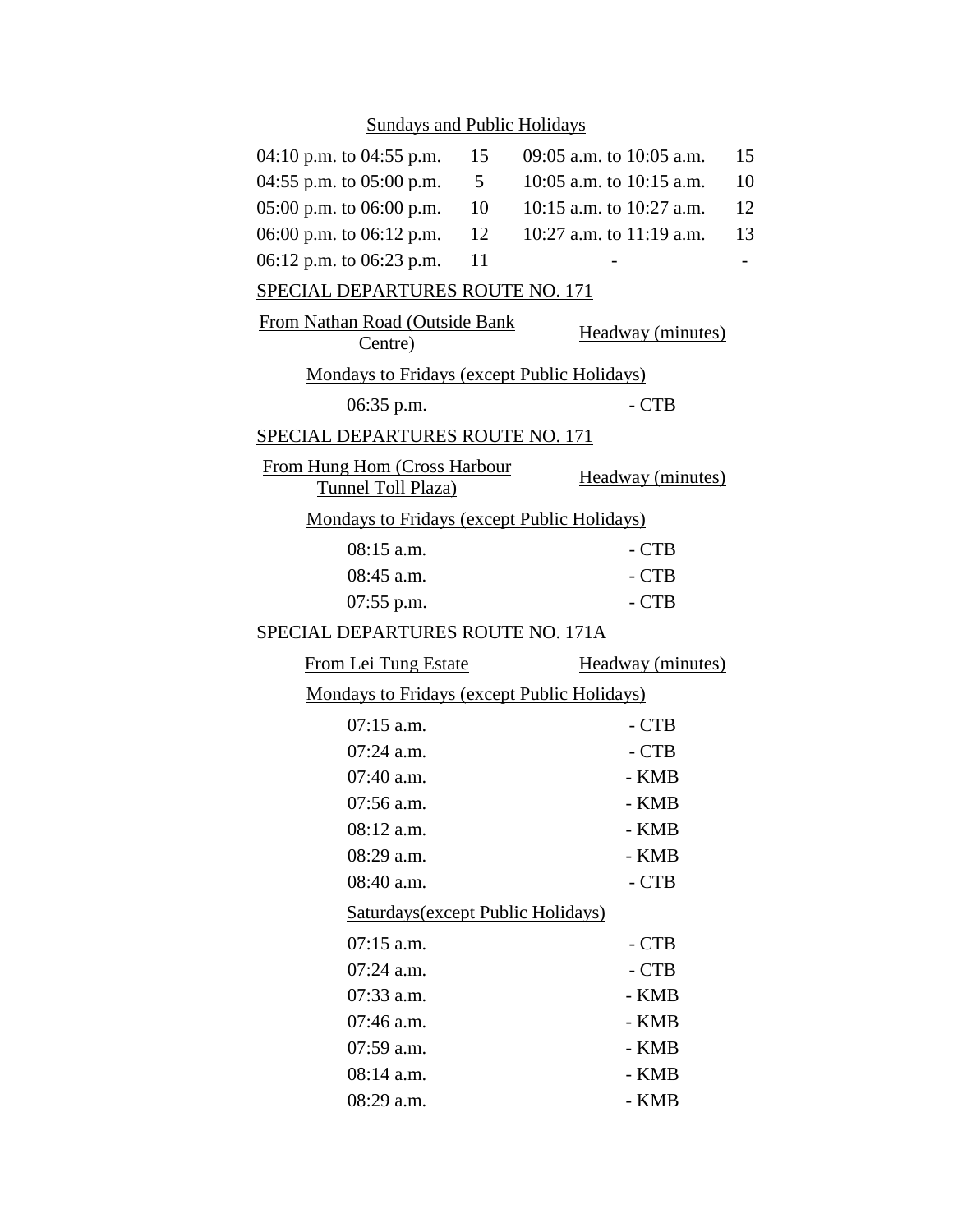Sundays and Public Holidays

| | | | |
|---|---|---|---|
| 04:10 p.m. to 04:55 p.m. | 15 | 09:05 a.m. to 10:05 a.m. | 15 |
| 04:55 p.m. to 05:00 p.m. | 5 | 10:05 a.m. to 10:15 a.m. | 10 |
| 05:00 p.m. to 06:00 p.m. | 10 | 10:15 a.m. to 10:27 a.m. | 12 |
| 06:00 p.m. to 06:12 p.m. | 12 | 10:27 a.m. to 11:19 a.m. | 13 |
| 06:12 p.m. to 06:23 p.m. | 11 | - | - |

SPECIAL DEPARTURES ROUTE NO. 171

| From Nathan Road (Outside Bank Centre) | Headway (minutes) |
|---|---|
| Mondays to Fridays (except Public Holidays) | |
| 06:35 p.m. | - CTB |

SPECIAL DEPARTURES ROUTE NO. 171

| From Hung Hom (Cross Harbour Tunnel Toll Plaza) | Headway (minutes) |
|---|---|
| Mondays to Fridays (except Public Holidays) | |
| 08:15 a.m. | - CTB |
| 08:45 a.m. | - CTB |
| 07:55 p.m. | - CTB |

SPECIAL DEPARTURES ROUTE NO. 171A

| From Lei Tung Estate | Headway (minutes) |
|---|---|
| Mondays to Fridays (except Public Holidays) | |
| 07:15 a.m. | - CTB |
| 07:24 a.m. | - CTB |
| 07:40 a.m. | - KMB |
| 07:56 a.m. | - KMB |
| 08:12 a.m. | - KMB |
| 08:29 a.m. | - KMB |
| 08:40 a.m. | - CTB |
| Saturdays(except Public Holidays) | |
| 07:15 a.m. | - CTB |
| 07:24 a.m. | - CTB |
| 07:33 a.m. | - KMB |
| 07:46 a.m. | - KMB |
| 07:59 a.m. | - KMB |
| 08:14 a.m. | - KMB |
| 08:29 a.m. | - KMB |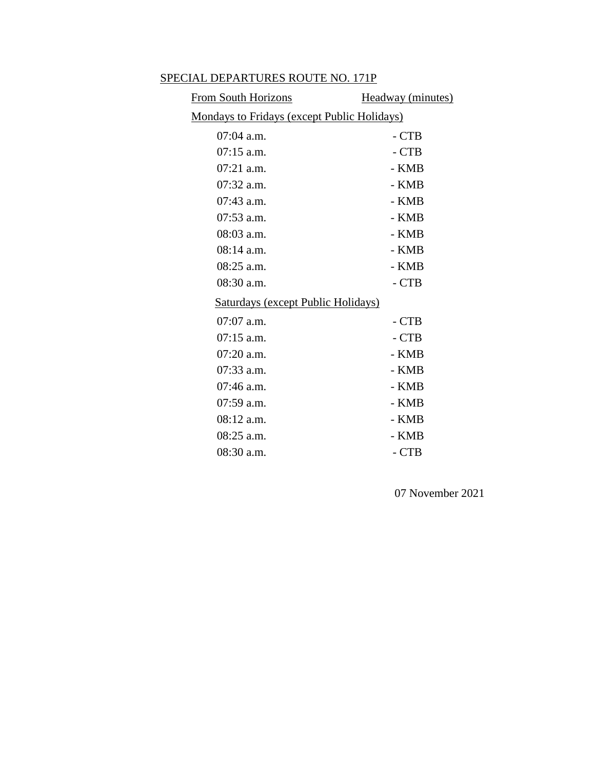SPECIAL DEPARTURES ROUTE NO. 171P

| From South Horizons | Headway (minutes) |
|---|---|
| **Mondays to Fridays (except Public Holidays)** | |
| 07:04 a.m. | - CTB |
| 07:15 a.m. | - CTB |
| 07:21 a.m. | - KMB |
| 07:32 a.m. | - KMB |
| 07:43 a.m. | - KMB |
| 07:53 a.m. | - KMB |
| 08:03 a.m. | - KMB |
| 08:14 a.m. | - KMB |
| 08:25 a.m. | - KMB |
| 08:30 a.m. | - CTB |
| **Saturdays (except Public Holidays)** | |
| 07:07 a.m. | - CTB |
| 07:15 a.m. | - CTB |
| 07:20 a.m. | - KMB |
| 07:33 a.m. | - KMB |
| 07:46 a.m. | - KMB |
| 07:59 a.m. | - KMB |
| 08:12 a.m. | - KMB |
| 08:25 a.m. | - KMB |
| 08:30 a.m. | - CTB |

07 November 2021